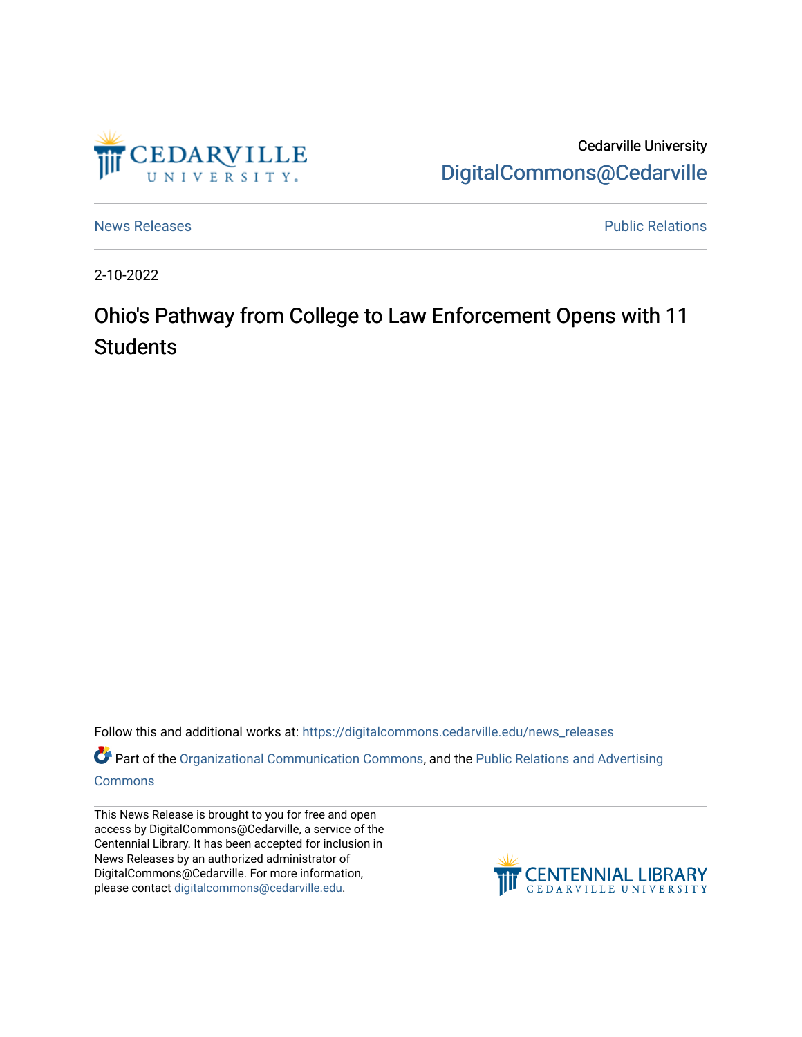Cedarville University

DigitalCommons@Cedarville

News Releases

Public Relations

2-10-2022

# Ohio's Pathway from College to Law Enforcement Opens with 11 Students

Follow this and additional works at: https://digitalcommons.cedarville.edu/news_releases

Part of the Organizational Communication Commons, and the Public Relations and Advertising Commons

This News Release is brought to you for free and open access by DigitalCommons@Cedarville, a service of the Centennial Library. It has been accepted for inclusion in News Releases by an authorized administrator of DigitalCommons@Cedarville. For more information, please contact digitalcommons@cedarville.edu.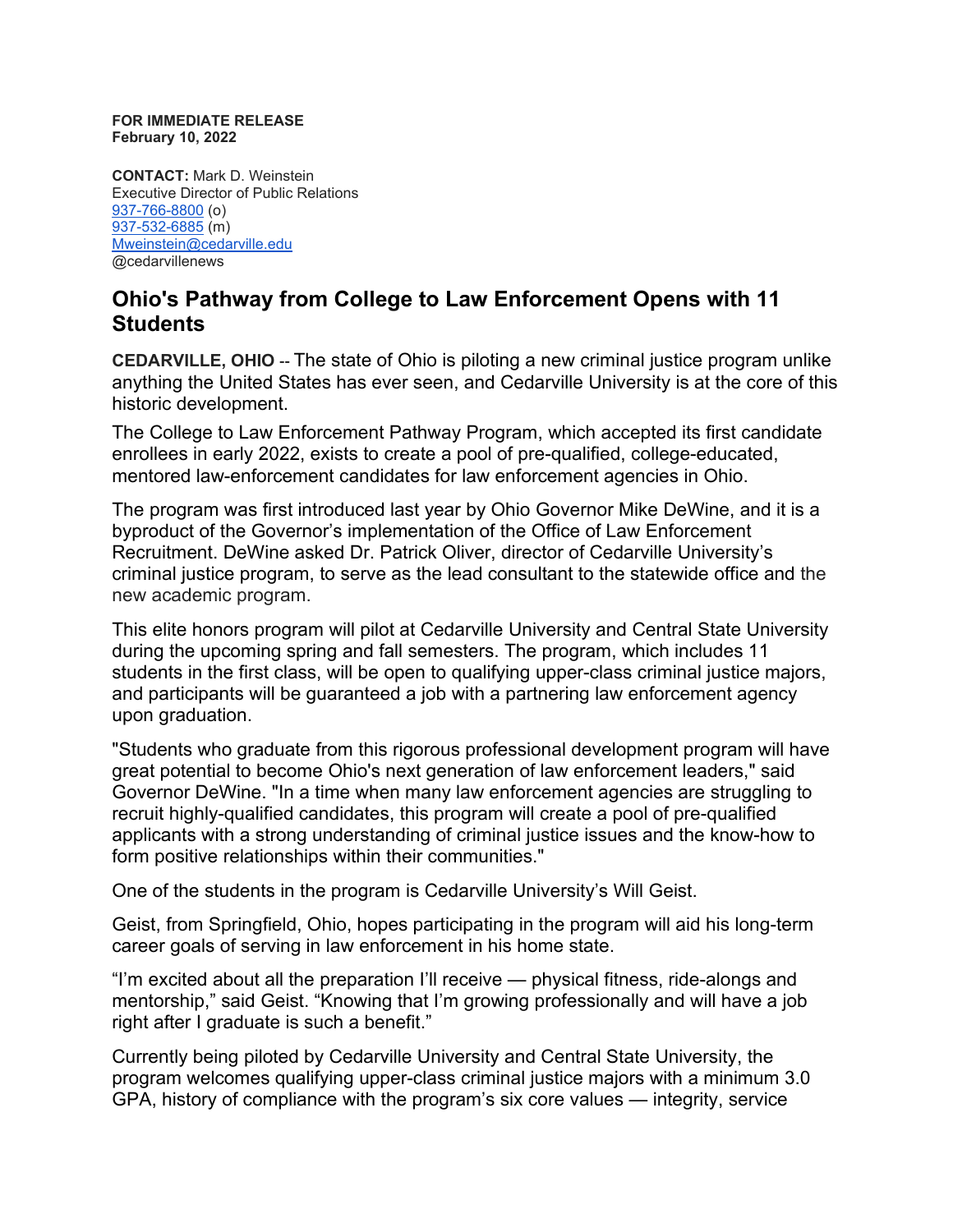**FOR IMMEDIATE RELEASE**
**February 10, 2022**

**CONTACT:** Mark D. Weinstein
Executive Director of Public Relations
937-766-8800 (o)
937-532-6885 (m)
Mweinstein@cedarville.edu
@cedarvillenews

## Ohio's Pathway from College to Law Enforcement Opens with 11 Students

**CEDARVILLE, OHIO** -- The state of Ohio is piloting a new criminal justice program unlike anything the United States has ever seen, and Cedarville University is at the core of this historic development.

The College to Law Enforcement Pathway Program, which accepted its first candidate enrollees in early 2022, exists to create a pool of pre-qualified, college-educated, mentored law-enforcement candidates for law enforcement agencies in Ohio.

The program was first introduced last year by Ohio Governor Mike DeWine, and it is a byproduct of the Governor's implementation of the Office of Law Enforcement Recruitment. DeWine asked Dr. Patrick Oliver, director of Cedarville University's criminal justice program, to serve as the lead consultant to the statewide office and the new academic program.

This elite honors program will pilot at Cedarville University and Central State University during the upcoming spring and fall semesters. The program, which includes 11 students in the first class, will be open to qualifying upper-class criminal justice majors, and participants will be guaranteed a job with a partnering law enforcement agency upon graduation.

"Students who graduate from this rigorous professional development program will have great potential to become Ohio's next generation of law enforcement leaders," said Governor DeWine. "In a time when many law enforcement agencies are struggling to recruit highly-qualified candidates, this program will create a pool of pre-qualified applicants with a strong understanding of criminal justice issues and the know-how to form positive relationships within their communities."

One of the students in the program is Cedarville University's Will Geist.

Geist, from Springfield, Ohio, hopes participating in the program will aid his long-term career goals of serving in law enforcement in his home state.

"I'm excited about all the preparation I'll receive — physical fitness, ride-alongs and mentorship," said Geist. "Knowing that I'm growing professionally and will have a job right after I graduate is such a benefit."

Currently being piloted by Cedarville University and Central State University, the program welcomes qualifying upper-class criminal justice majors with a minimum 3.0 GPA, history of compliance with the program's six core values — integrity, service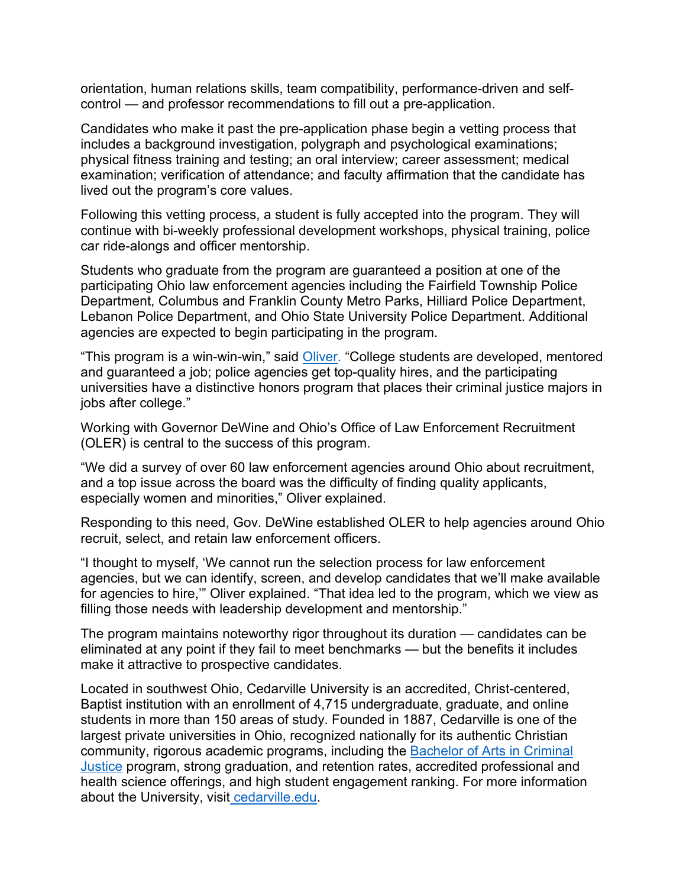orientation, human relations skills, team compatibility, performance-driven and self-control — and professor recommendations to fill out a pre-application.

Candidates who make it past the pre-application phase begin a vetting process that includes a background investigation, polygraph and psychological examinations; physical fitness training and testing; an oral interview; career assessment; medical examination; verification of attendance; and faculty affirmation that the candidate has lived out the program's core values.

Following this vetting process, a student is fully accepted into the program. They will continue with bi-weekly professional development workshops, physical training, police car ride-alongs and officer mentorship.

Students who graduate from the program are guaranteed a position at one of the participating Ohio law enforcement agencies including the Fairfield Township Police Department, Columbus and Franklin County Metro Parks, Hilliard Police Department, Lebanon Police Department, and Ohio State University Police Department. Additional agencies are expected to begin participating in the program.

"This program is a win-win-win," said [Oliver.](Oliver.) "College students are developed, mentored and guaranteed a job; police agencies get top-quality hires, and the participating universities have a distinctive honors program that places their criminal justice majors in jobs after college."

Working with Governor DeWine and Ohio's Office of Law Enforcement Recruitment (OLER) is central to the success of this program.

"We did a survey of over 60 law enforcement agencies around Ohio about recruitment, and a top issue across the board was the difficulty of finding quality applicants, especially women and minorities," Oliver explained.

Responding to this need, Gov. DeWine established OLER to help agencies around Ohio recruit, select, and retain law enforcement officers.

"I thought to myself, 'We cannot run the selection process for law enforcement agencies, but we can identify, screen, and develop candidates that we'll make available for agencies to hire,'" Oliver explained. "That idea led to the program, which we view as filling those needs with leadership development and mentorship."

The program maintains noteworthy rigor throughout its duration — candidates can be eliminated at any point if they fail to meet benchmarks — but the benefits it includes make it attractive to prospective candidates.

Located in southwest Ohio, Cedarville University is an accredited, Christ-centered, Baptist institution with an enrollment of 4,715 undergraduate, graduate, and online students in more than 150 areas of study. Founded in 1887, Cedarville is one of the largest private universities in Ohio, recognized nationally for its authentic Christian community, rigorous academic programs, including the Bachelor of Arts in Criminal Justice program, strong graduation, and retention rates, accredited professional and health science offerings, and high student engagement ranking. For more information about the University, visit cedarville.edu.